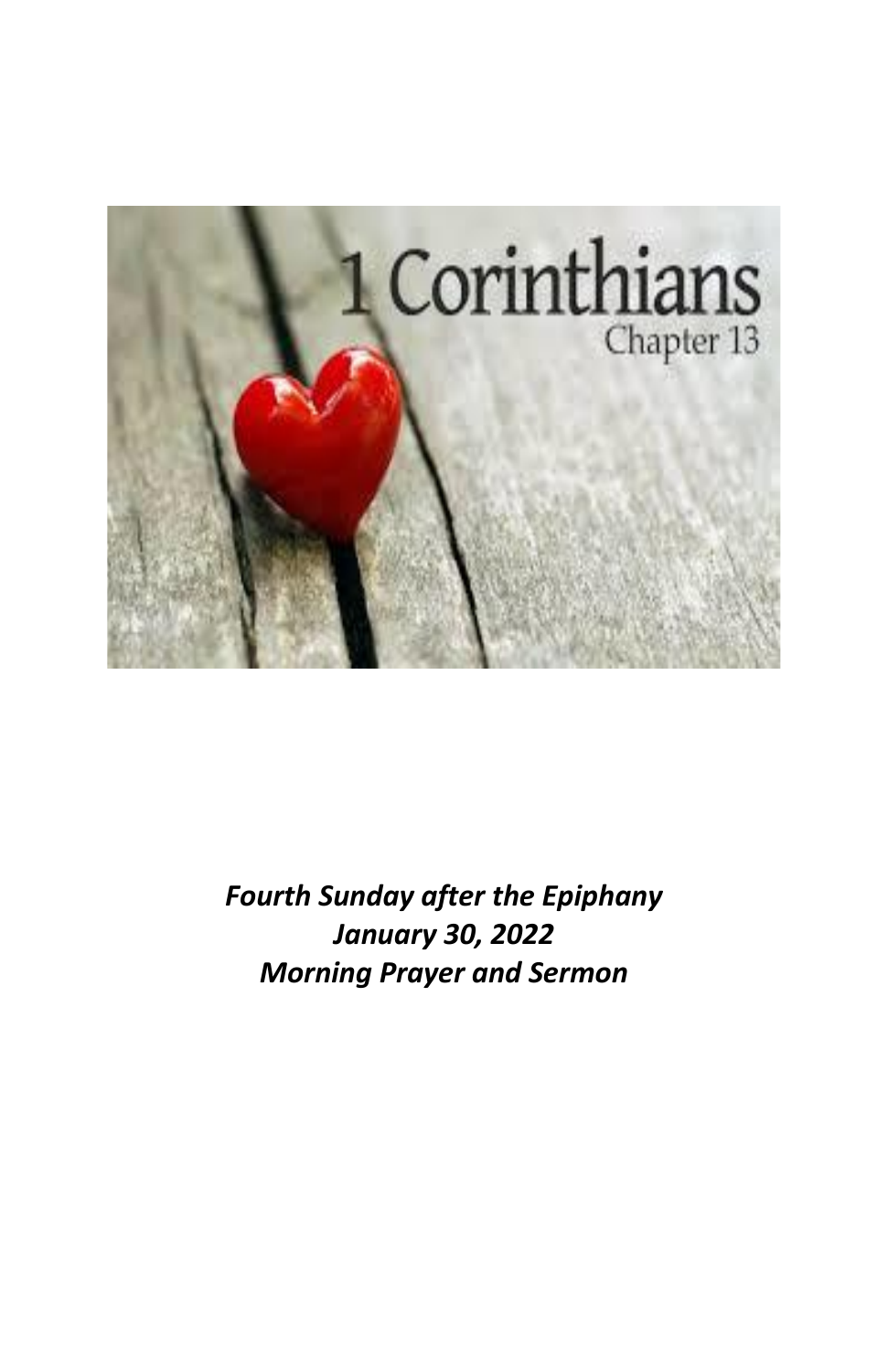1 Corinthians

Chapter 13

***Fourth Sunday after the Epiphany***
***January 30, 2022***
***Morning Prayer and Sermon***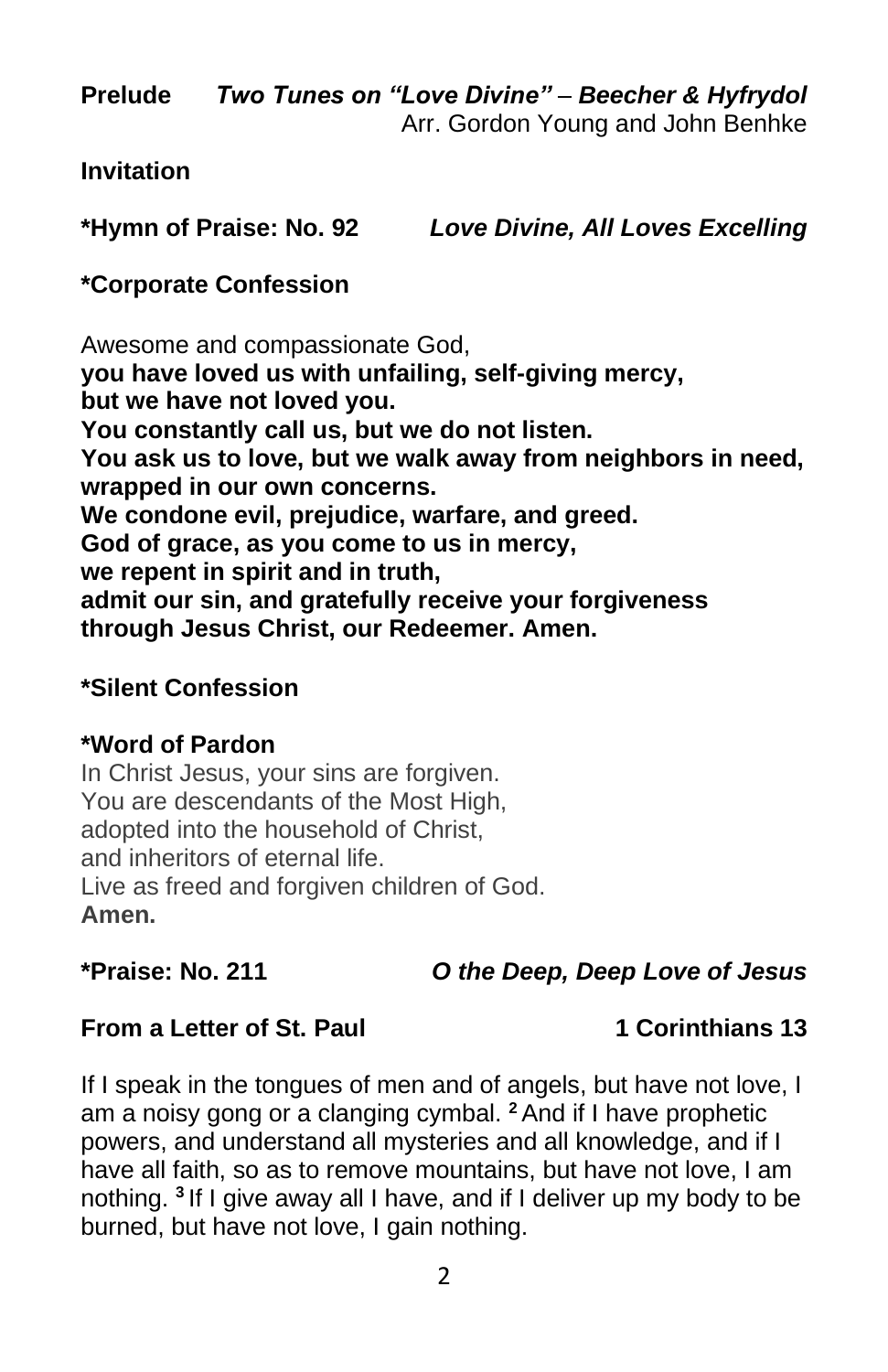**Prelude** ***Two Tunes on "Love Divine" – Beecher & Hyfrydol***
Arr. Gordon Young and John Benhke

**Invitation**

**\*Hymn of Praise: No. 92** ***Love Divine, All Loves Excelling***

**\*Corporate Confession**

Awesome and compassionate God,
**you have loved us with unfailing, self-giving mercy,**
**but we have not loved you.**
**You constantly call us, but we do not listen.**
**You ask us to love, but we walk away from neighbors in need,**
**wrapped in our own concerns.**
**We condone evil, prejudice, warfare, and greed.**
**God of grace, as you come to us in mercy,**
**we repent in spirit and in truth,**
**admit our sin, and gratefully receive your forgiveness**
**through Jesus Christ, our Redeemer. Amen.**

**\*Silent Confession**

**\*Word of Pardon**
In Christ Jesus, your sins are forgiven.
You are descendants of the Most High,
adopted into the household of Christ,
and inheritors of eternal life.
Live as freed and forgiven children of God.
**Amen.**

**\*Praise: No. 211** ***O the Deep, Deep Love of Jesus***

**From a Letter of St. Paul** **1 Corinthians 13**

If I speak in the tongues of men and of angels, but have not love, I am a noisy gong or a clanging cymbal. **2** And if I have prophetic powers, and understand all mysteries and all knowledge, and if I have all faith, so as to remove mountains, but have not love, I am nothing. **3** If I give away all I have, and if I deliver up my body to be burned, but have not love, I gain nothing.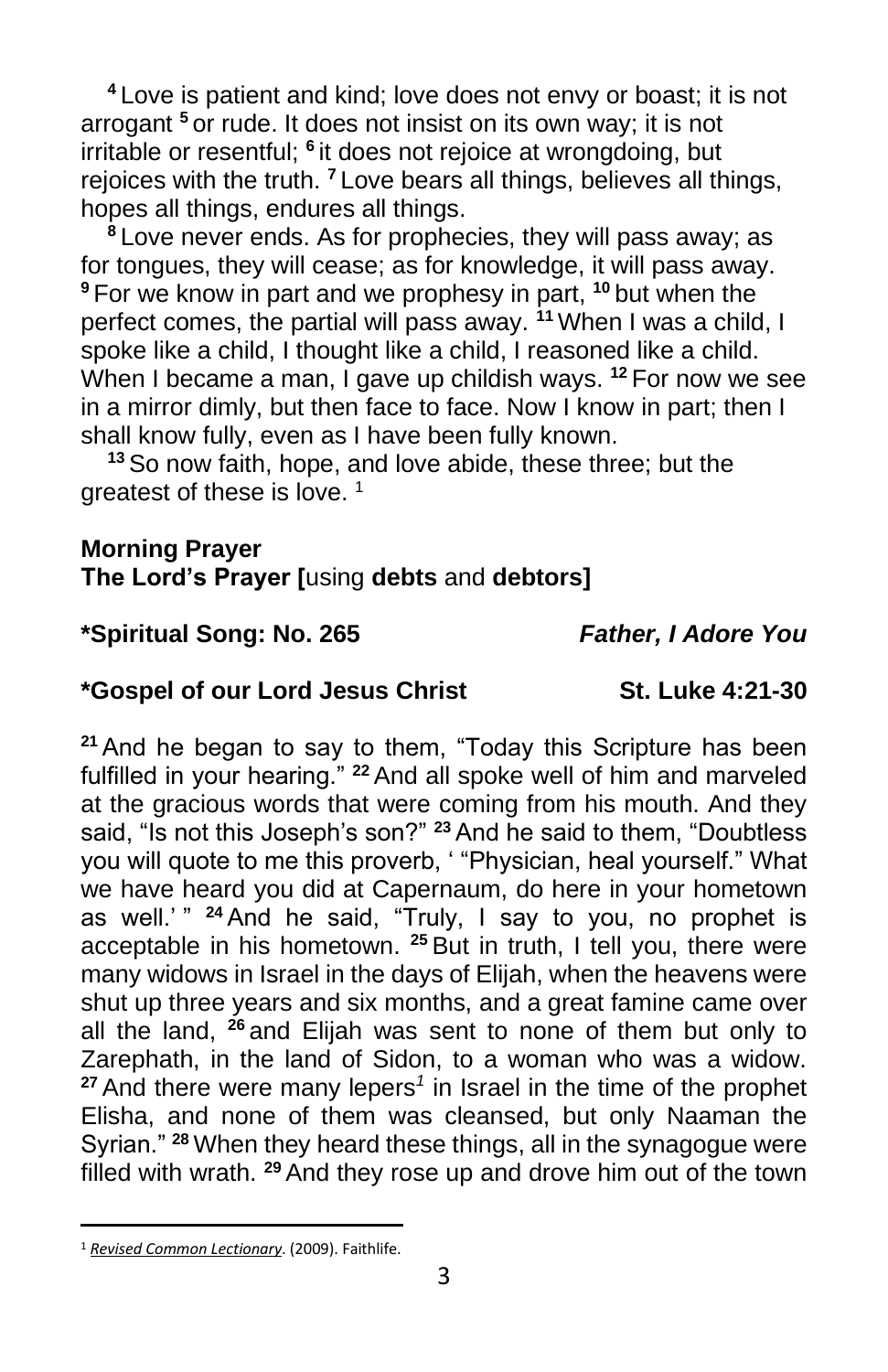[4] Love is patient and kind; love does not envy or boast; it is not arrogant [5] or rude. It does not insist on its own way; it is not irritable or resentful; [6] it does not rejoice at wrongdoing, but rejoices with the truth. [7] Love bears all things, believes all things, hopes all things, endures all things.

[8] Love never ends. As for prophecies, they will pass away; as for tongues, they will cease; as for knowledge, it will pass away. [9] For we know in part and we prophesy in part, [10] but when the perfect comes, the partial will pass away. [11] When I was a child, I spoke like a child, I thought like a child, I reasoned like a child. When I became a man, I gave up childish ways. [12] For now we see in a mirror dimly, but then face to face. Now I know in part; then I shall know fully, even as I have been fully known.

[13] So now faith, hope, and love abide, these three; but the greatest of these is love. [1]

**Morning Prayer**
**The Lord's Prayer [**using **debts** and **debtors]**

**\*Spiritual Song: No. 265** ***Father, I Adore You***

**\*Gospel of our Lord Jesus Christ** **St. Luke 4:21-30**

[21] And he began to say to them, "Today this Scripture has been fulfilled in your hearing." [22] And all spoke well of him and marveled at the gracious words that were coming from his mouth. And they said, "Is not this Joseph's son?" [23] And he said to them, "Doubtless you will quote to me this proverb, ' "Physician, heal yourself." What we have heard you did at Capernaum, do here in your hometown as well.' " [24] And he said, "Truly, I say to you, no prophet is acceptable in his hometown. [25] But in truth, I tell you, there were many widows in Israel in the days of Elijah, when the heavens were shut up three years and six months, and a great famine came over all the land, [26] and Elijah was sent to none of them but only to Zarephath, in the land of Sidon, to a woman who was a widow. [27] And there were many lepers[1] in Israel in the time of the prophet Elisha, and none of them was cleansed, but only Naaman the Syrian." [28] When they heard these things, all in the synagogue were filled with wrath. [29] And they rose up and drove him out of the town

---

[1] *Revised Common Lectionary*. (2009). Faithlife.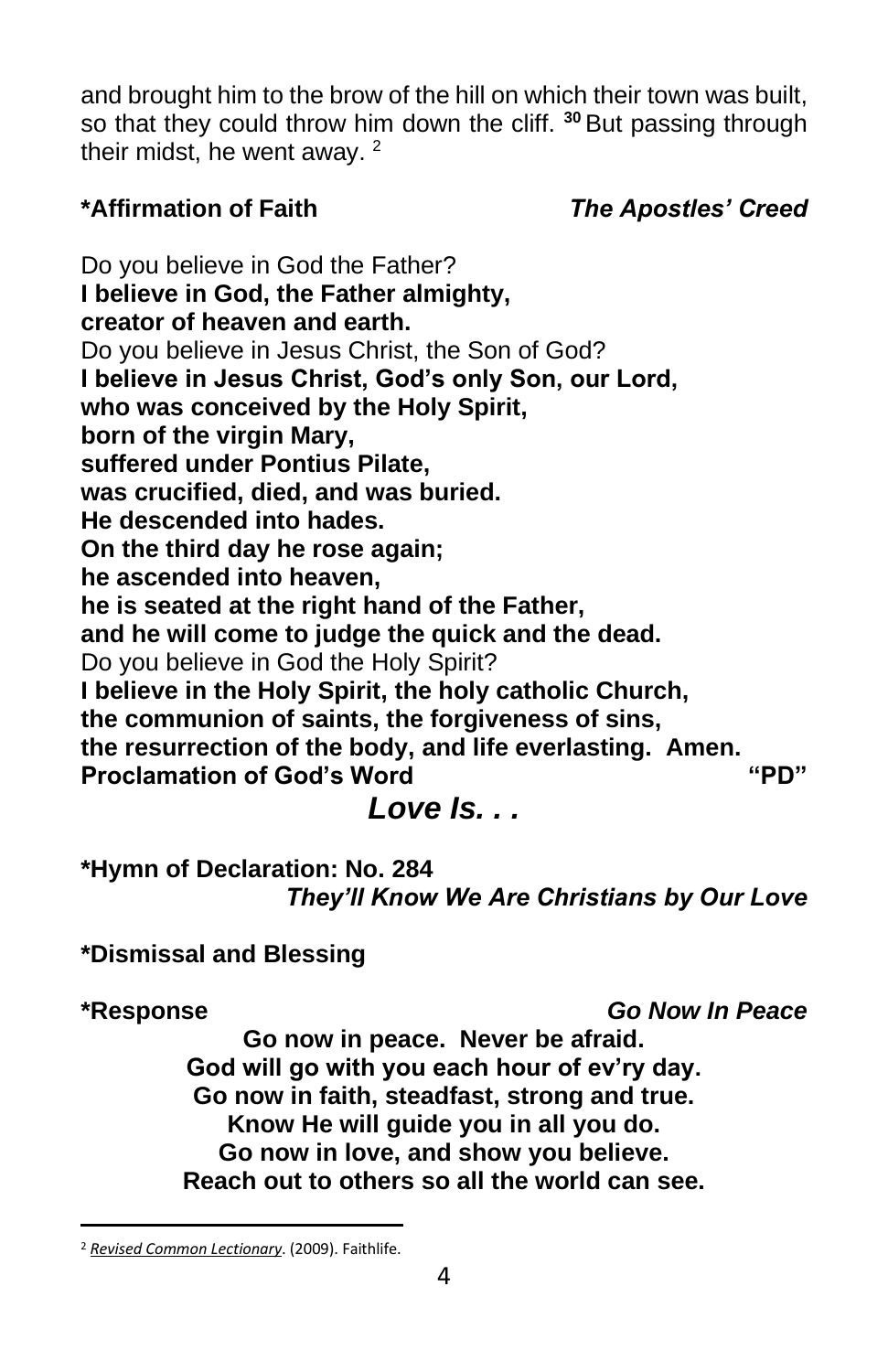and brought him to the brow of the hill on which their town was built, so that they could throw him down the cliff. [30] But passing through their midst, he went away. [2]

**\*Affirmation of Faith** ***The Apostles' Creed***

Do you believe in God the Father?
**I believe in God, the Father almighty,**
**creator of heaven and earth.**
Do you believe in Jesus Christ, the Son of God?
**I believe in Jesus Christ, God's only Son, our Lord,**
**who was conceived by the Holy Spirit,**
**born of the virgin Mary,**
**suffered under Pontius Pilate,**
**was crucified, died, and was buried.**
**He descended into hades.**
**On the third day he rose again;**
**he ascended into heaven,**
**he is seated at the right hand of the Father,**
**and he will come to judge the quick and the dead.**
Do you believe in God the Holy Spirit?
**I believe in the Holy Spirit, the holy catholic Church,**
**the communion of saints, the forgiveness of sins,**
**the resurrection of the body, and life everlasting. Amen.**

**Proclamation of God's Word** **"PD"**

***Love Is. . .***

**\*Hymn of Declaration: No. 284**
***They'll Know We Are Christians by Our Love***

**\*Dismissal and Blessing**

**\*Response** ***Go Now In Peace***

**Go now in peace. Never be afraid.**
**God will go with you each hour of ev'ry day.**
**Go now in faith, steadfast, strong and true.**
**Know He will guide you in all you do.**
**Go now in love, and show you believe.**
**Reach out to others so all the world can see.**

---

[2] *Revised Common Lectionary*. (2009). Faithlife.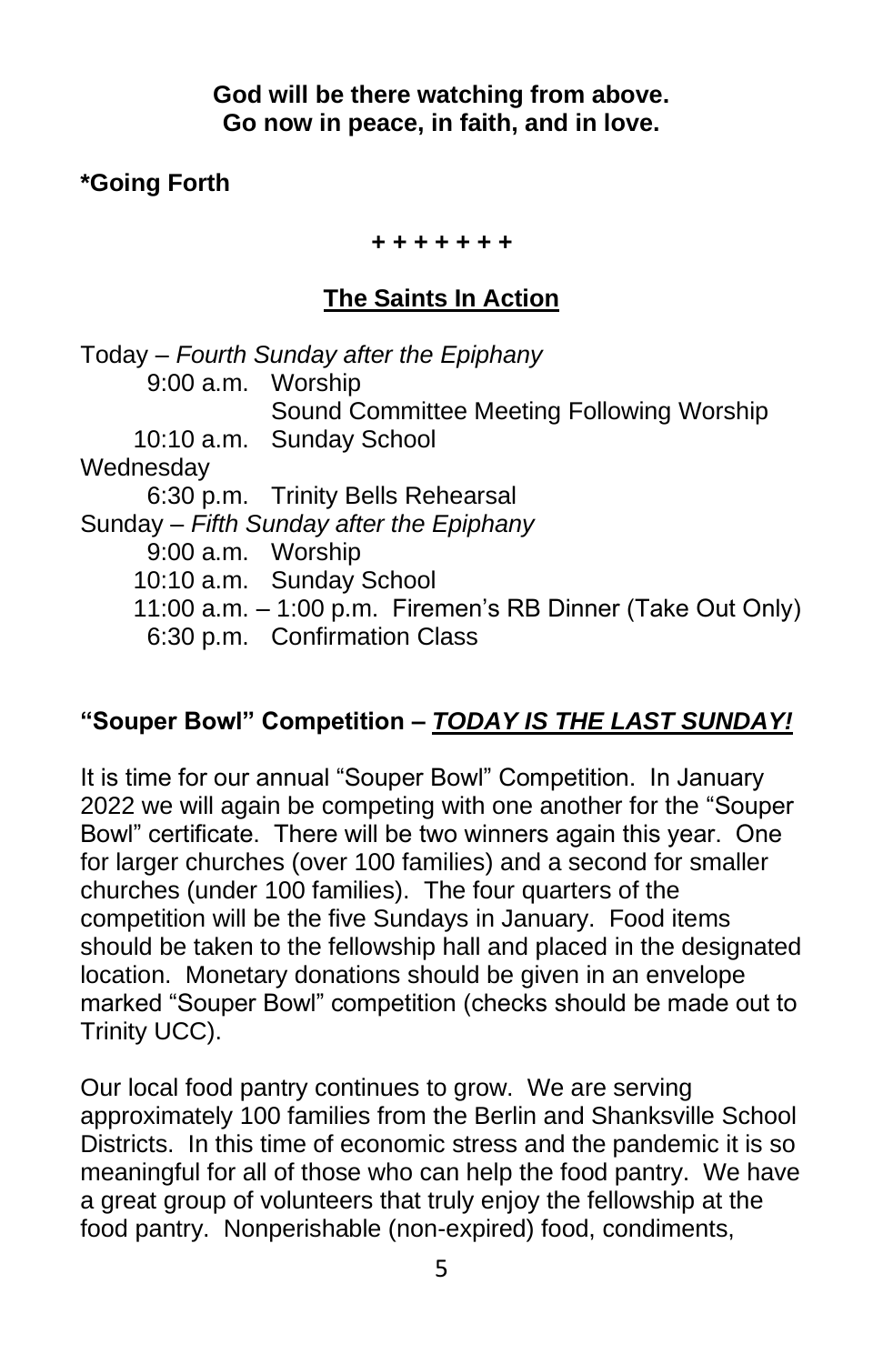**God will be there watching from above.**
**Go now in peace, in faith, and in love.**

**\*Going Forth**

**+ + + + + + +**

## The Saints In Action

Today – *Fourth Sunday after the Epiphany*
- 9:00 a.m. Worship
  - Sound Committee Meeting Following Worship
- 10:10 a.m. Sunday School

Wednesday
- 6:30 p.m. Trinity Bells Rehearsal

Sunday – *Fifth Sunday after the Epiphany*
- 9:00 a.m. Worship
- 10:10 a.m. Sunday School
- 11:00 a.m. – 1:00 p.m. Firemen's RB Dinner (Take Out Only)
- 6:30 p.m. Confirmation Class

### "Souper Bowl" Competition – ***TODAY IS THE LAST SUNDAY!***

It is time for our annual "Souper Bowl" Competition. In January 2022 we will again be competing with one another for the "Souper Bowl" certificate. There will be two winners again this year. One for larger churches (over 100 families) and a second for smaller churches (under 100 families). The four quarters of the competition will be the five Sundays in January. Food items should be taken to the fellowship hall and placed in the designated location. Monetary donations should be given in an envelope marked "Souper Bowl" competition (checks should be made out to Trinity UCC).

Our local food pantry continues to grow. We are serving approximately 100 families from the Berlin and Shanksville School Districts. In this time of economic stress and the pandemic it is so meaningful for all of those who can help the food pantry. We have a great group of volunteers that truly enjoy the fellowship at the food pantry. Nonperishable (non-expired) food, condiments,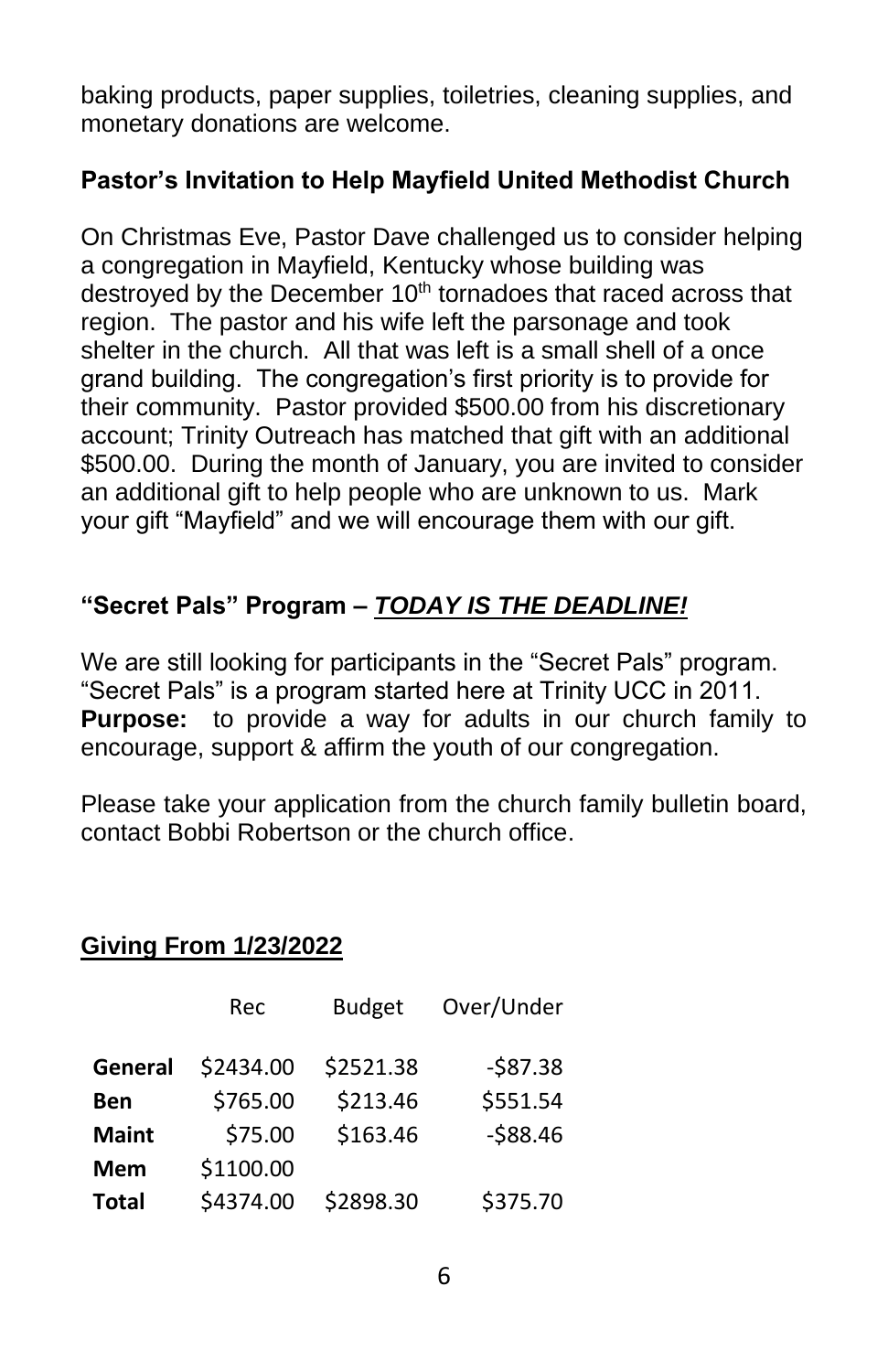baking products, paper supplies, toiletries, cleaning supplies, and monetary donations are welcome.

**Pastor's Invitation to Help Mayfield United Methodist Church**

On Christmas Eve, Pastor Dave challenged us to consider helping a congregation in Mayfield, Kentucky whose building was destroyed by the December 10th tornadoes that raced across that region. The pastor and his wife left the parsonage and took shelter in the church. All that was left is a small shell of a once grand building. The congregation's first priority is to provide for their community. Pastor provided $500.00 from his discretionary account; Trinity Outreach has matched that gift with an additional $500.00. During the month of January, you are invited to consider an additional gift to help people who are unknown to us. Mark your gift "Mayfield" and we will encourage them with our gift.

**"Secret Pals" Program – *TODAY IS THE DEADLINE!***

We are still looking for participants in the "Secret Pals" program. "Secret Pals" is a program started here at Trinity UCC in 2011. **Purpose:** to provide a way for adults in our church family to encourage, support & affirm the youth of our congregation.

Please take your application from the church family bulletin board, contact Bobbi Robertson or the church office.

**Giving From 1/23/2022**

| | Rec | Budget | Over/Under |
|---|---|---|---|
| **General** | $2434.00 | $2521.38 | -$87.38 |
| **Ben** | $765.00 | $213.46 | $551.54 |
| **Maint** | $75.00 | $163.46 | -$88.46 |
| **Mem** | $1100.00 | | |
| **Total** | $4374.00 | $2898.30 | $375.70 |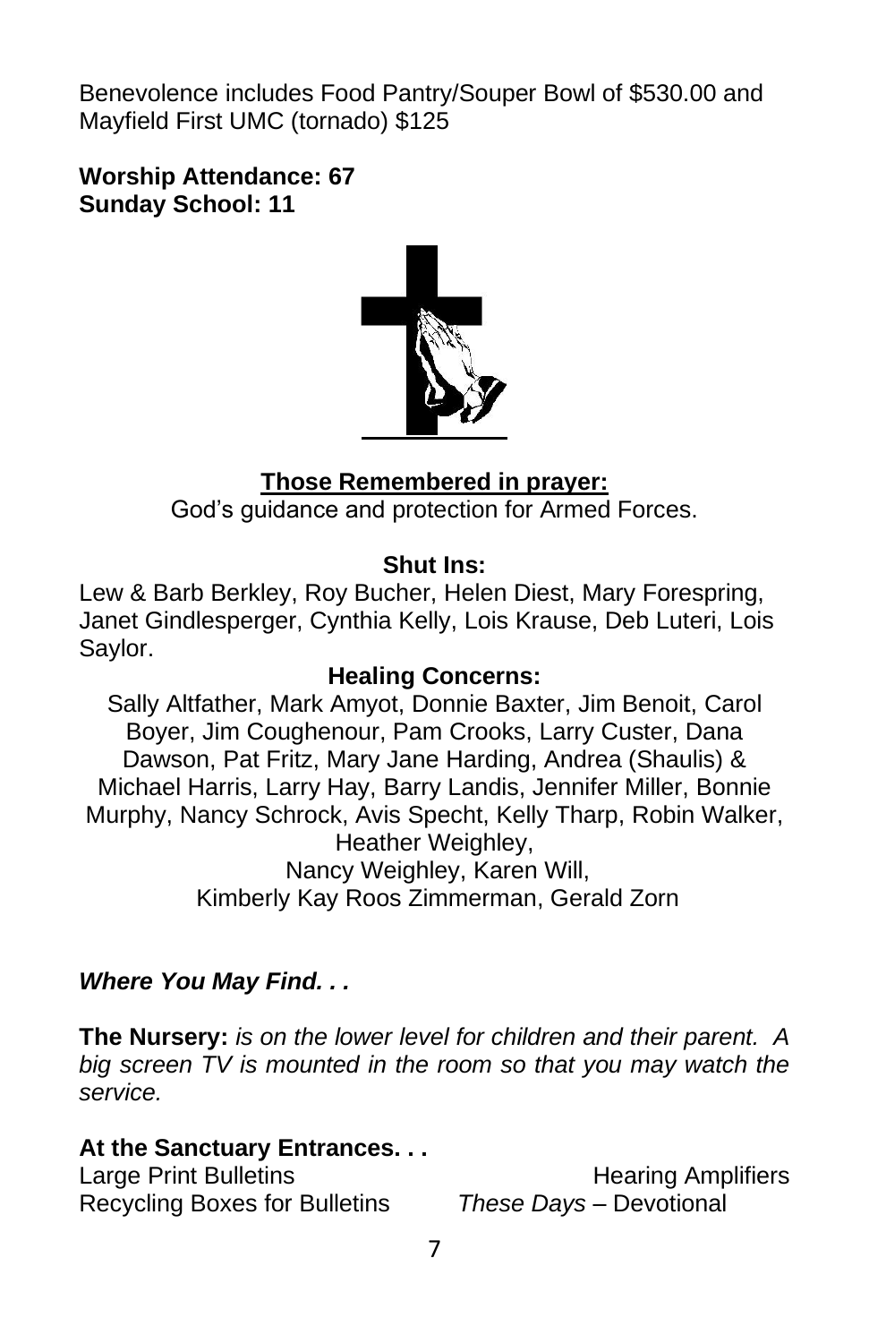Benevolence includes Food Pantry/Souper Bowl of $530.00 and Mayfield First UMC (tornado) $125

**Worship Attendance: 67**
**Sunday School: 11**

**Those Remembered in prayer:**

God's guidance and protection for Armed Forces.

**Shut Ins:**

Lew & Barb Berkley, Roy Bucher, Helen Diest, Mary Forespring, Janet Gindlesperger, Cynthia Kelly, Lois Krause, Deb Luteri, Lois Saylor.

**Healing Concerns:**

Sally Altfather, Mark Amyot, Donnie Baxter, Jim Benoit, Carol Boyer, Jim Coughenour, Pam Crooks, Larry Custer, Dana Dawson, Pat Fritz, Mary Jane Harding, Andrea (Shaulis) & Michael Harris, Larry Hay, Barry Landis, Jennifer Miller, Bonnie Murphy, Nancy Schrock, Avis Specht, Kelly Tharp, Robin Walker, Heather Weighley,
Nancy Weighley, Karen Will,
Kimberly Kay Roos Zimmerman, Gerald Zorn

***Where You May Find. . .***

**The Nursery:** *is on the lower level for children and their parent. A big screen TV is mounted in the room so that you may watch the service.*

**At the Sanctuary Entrances. . .**

Large Print Bulletins
Hearing Amplifiers
Recycling Boxes for Bulletins
*These Days* – Devotional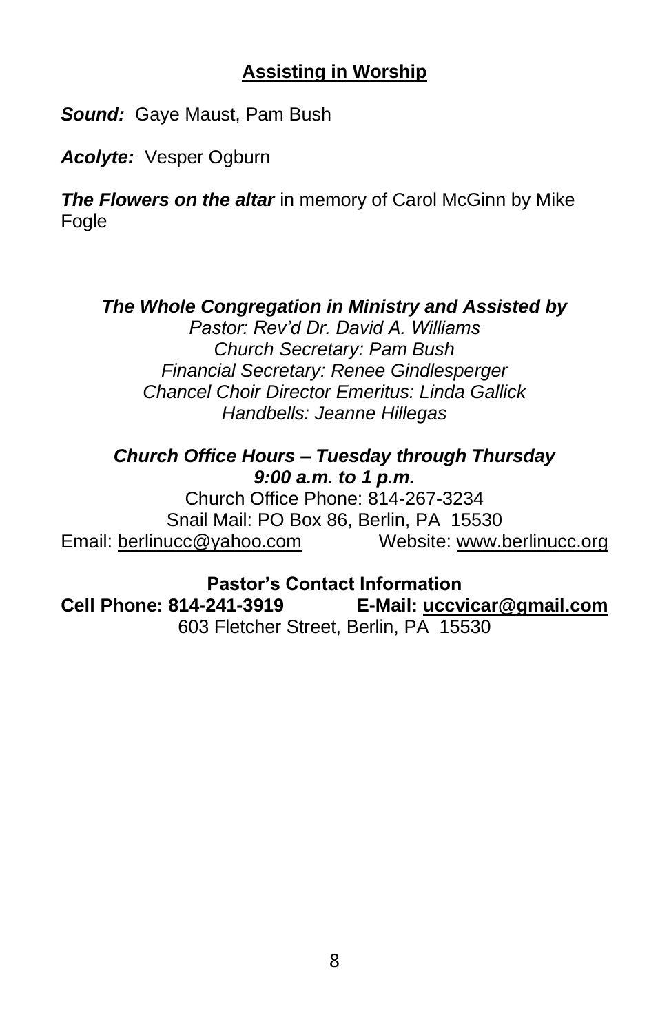## Assisting in Worship

***Sound:*** Gaye Maust, Pam Bush

***Acolyte:*** Vesper Ogburn

***The Flowers on the altar*** in memory of Carol McGinn by Mike Fogle

***The Whole Congregation in Ministry and Assisted by***

*Pastor: Rev'd Dr. David A. Williams*
*Church Secretary: Pam Bush*
*Financial Secretary: Renee Gindlesperger*
*Chancel Choir Director Emeritus: Linda Gallick*
*Handbells: Jeanne Hillegas*

***Church Office Hours – Tuesday through Thursday***
***9:00 a.m. to 1 p.m.***

Church Office Phone: 814-267-3234
Snail Mail: PO Box 86, Berlin, PA 15530
Email: berlinucc@yahoo.com Website: www.berlinucc.org

**Pastor's Contact Information**
**Cell Phone: 814-241-3919 E-Mail: uccvicar@gmail.com**
603 Fletcher Street, Berlin, PA 15530